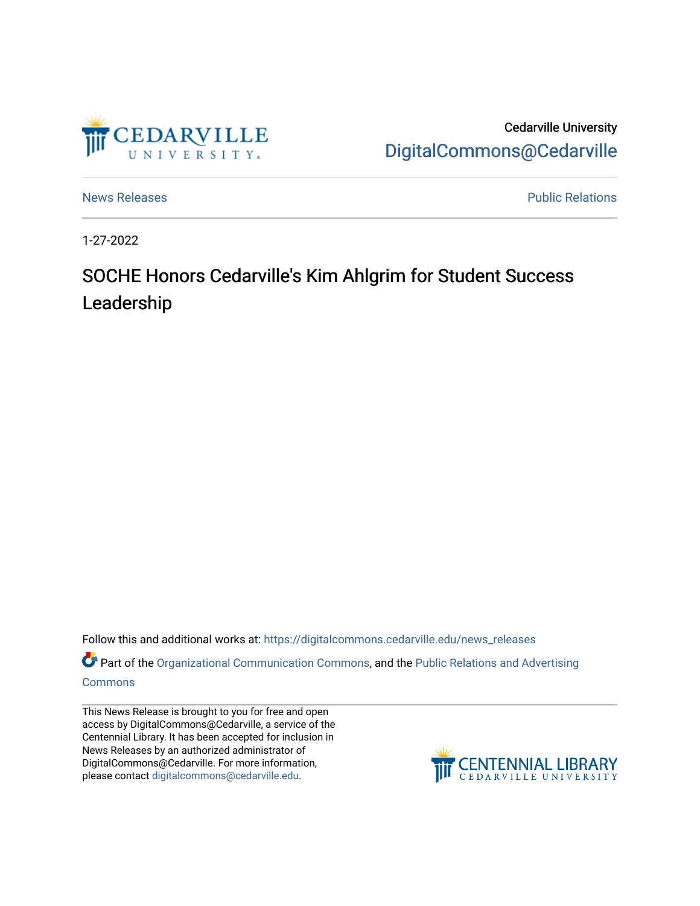Cedarville University
DigitalCommons@Cedarville

News Releases

Public Relations

1-27-2022

# SOCHE Honors Cedarville's Kim Ahlgrim for Student Success Leadership

Follow this and additional works at: https://digitalcommons.cedarville.edu/news_releases

Part of the Organizational Communication Commons, and the Public Relations and Advertising Commons

This News Release is brought to you for free and open access by DigitalCommons@Cedarville, a service of the Centennial Library. It has been accepted for inclusion in News Releases by an authorized administrator of DigitalCommons@Cedarville. For more information, please contact digitalcommons@cedarville.edu.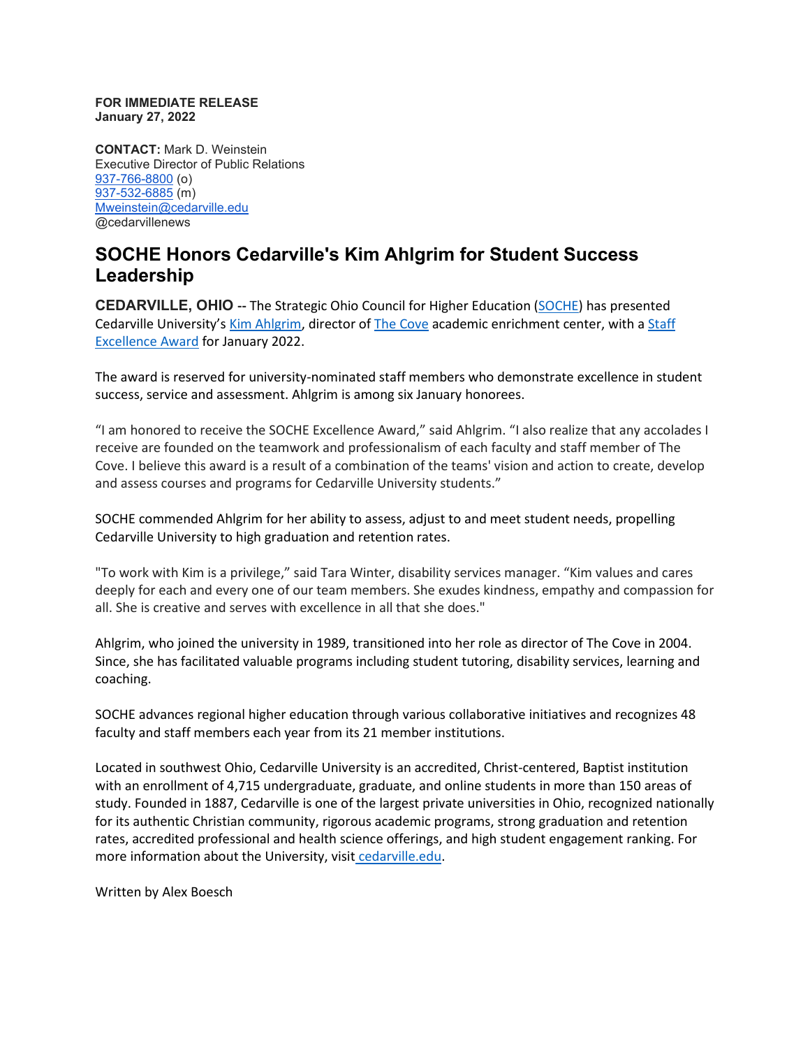**FOR IMMEDIATE RELEASE**
**January 27, 2022**

**CONTACT:** Mark D. Weinstein
Executive Director of Public Relations
937-766-8800 (o)
937-532-6885 (m)
Mweinstein@cedarville.edu
@cedarvillenews

# SOCHE Honors Cedarville's Kim Ahlgrim for Student Success Leadership

**CEDARVILLE, OHIO --** The Strategic Ohio Council for Higher Education (SOCHE) has presented Cedarville University's Kim Ahlgrim, director of The Cove academic enrichment center, with a Staff Excellence Award for January 2022.

The award is reserved for university-nominated staff members who demonstrate excellence in student success, service and assessment. Ahlgrim is among six January honorees.

"I am honored to receive the SOCHE Excellence Award," said Ahlgrim. "I also realize that any accolades I receive are founded on the teamwork and professionalism of each faculty and staff member of The Cove. I believe this award is a result of a combination of the teams' vision and action to create, develop and assess courses and programs for Cedarville University students."

SOCHE commended Ahlgrim for her ability to assess, adjust to and meet student needs, propelling Cedarville University to high graduation and retention rates.

"To work with Kim is a privilege," said Tara Winter, disability services manager. "Kim values and cares deeply for each and every one of our team members. She exudes kindness, empathy and compassion for all. She is creative and serves with excellence in all that she does."

Ahlgrim, who joined the university in 1989, transitioned into her role as director of The Cove in 2004. Since, she has facilitated valuable programs including student tutoring, disability services, learning and coaching.

SOCHE advances regional higher education through various collaborative initiatives and recognizes 48 faculty and staff members each year from its 21 member institutions.

Located in southwest Ohio, Cedarville University is an accredited, Christ-centered, Baptist institution with an enrollment of 4,715 undergraduate, graduate, and online students in more than 150 areas of study. Founded in 1887, Cedarville is one of the largest private universities in Ohio, recognized nationally for its authentic Christian community, rigorous academic programs, strong graduation and retention rates, accredited professional and health science offerings, and high student engagement ranking. For more information about the University, visit cedarville.edu.

Written by Alex Boesch